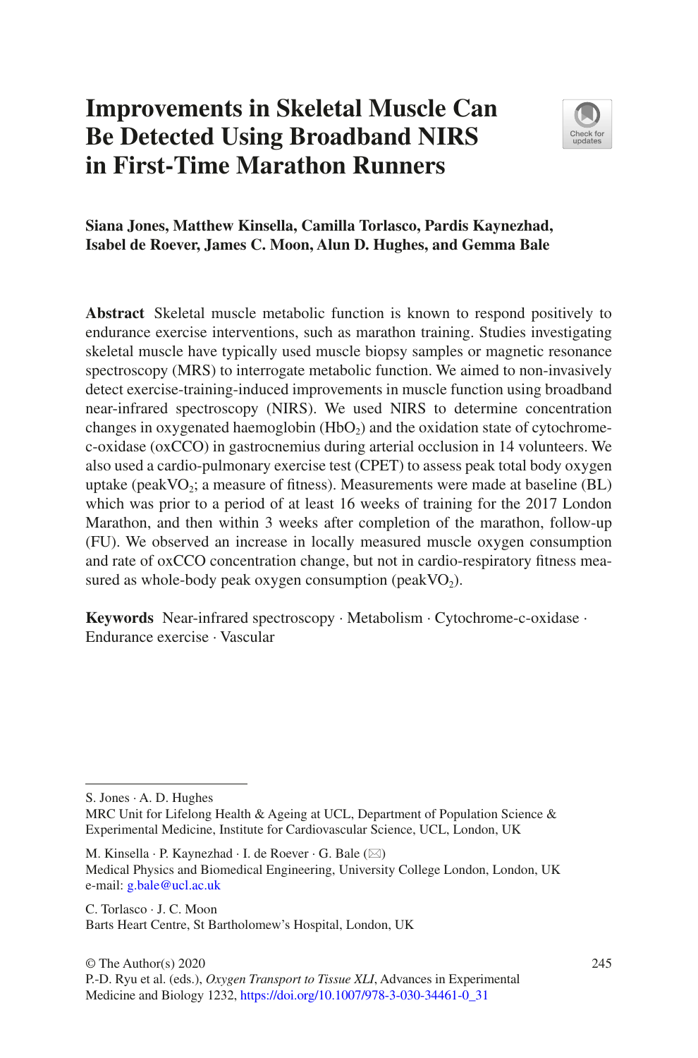# Improvements in Skeletal Muscle Can Be Detected Using Broadband NIRS in First-Time Marathon Runners

**Siana Jones, Matthew Kinsella, Camilla Torlasco, Pardis Kaynezhad, Isabel de Roever, James C. Moon, Alun D. Hughes, and Gemma Bale**

**Abstract** Skeletal muscle metabolic function is known to respond positively to endurance exercise interventions, such as marathon training. Studies investigating skeletal muscle have typically used muscle biopsy samples or magnetic resonance spectroscopy (MRS) to interrogate metabolic function. We aimed to non-invasively detect exercise-training-induced improvements in muscle function using broadband near-infrared spectroscopy (NIRS). We used NIRS to determine concentration changes in oxygenated haemoglobin ($HbO_2$) and the oxidation state of cytochrome-c-oxidase (oxCCO) in gastrocnemius during arterial occlusion in 14 volunteers. We also used a cardio-pulmonary exercise test (CPET) to assess peak total body oxygen uptake (peak$VO_2$; a measure of fitness). Measurements were made at baseline (BL) which was prior to a period of at least 16 weeks of training for the 2017 London Marathon, and then within 3 weeks after completion of the marathon, follow-up (FU). We observed an increase in locally measured muscle oxygen consumption and rate of oxCCO concentration change, but not in cardio-respiratory fitness measured as whole-body peak oxygen consumption (peak$VO_2$).

**Keywords** Near-infrared spectroscopy · Metabolism · Cytochrome-c-oxidase · Endurance exercise · Vascular

---

S. Jones · A. D. Hughes
MRC Unit for Lifelong Health & Ageing at UCL, Department of Population Science & Experimental Medicine, Institute for Cardiovascular Science, UCL, London, UK

M. Kinsella · P. Kaynezhad · I. de Roever · G. Bale (✉)
Medical Physics and Biomedical Engineering, University College London, London, UK
e-mail: g.bale@ucl.ac.uk

C. Torlasco · J. C. Moon
Barts Heart Centre, St Bartholomew's Hospital, London, UK

© The Author(s) 2020
P.-D. Ryu et al. (eds.), *Oxygen Transport to Tissue XLI*, Advances in Experimental Medicine and Biology 1232, https://doi.org/10.1007/978-3-030-34461-0_31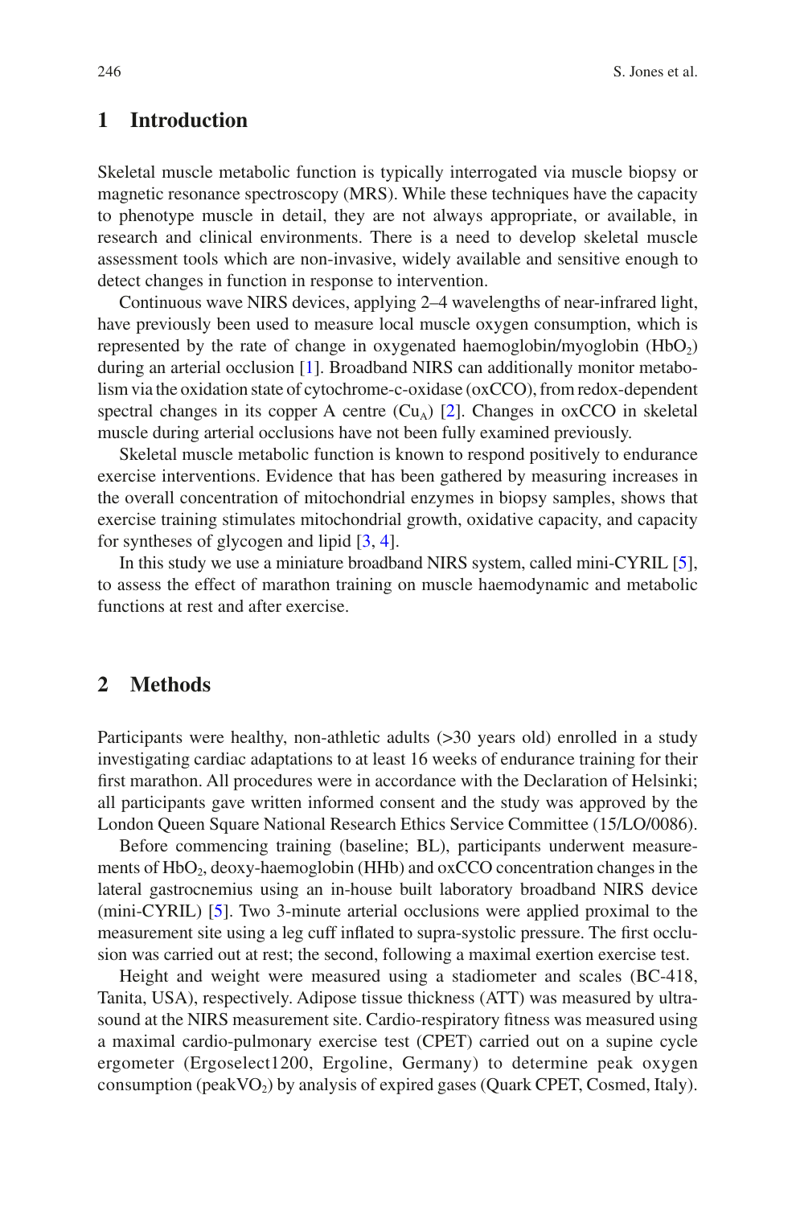## 1 Introduction

Skeletal muscle metabolic function is typically interrogated via muscle biopsy or magnetic resonance spectroscopy (MRS). While these techniques have the capacity to phenotype muscle in detail, they are not always appropriate, or available, in research and clinical environments. There is a need to develop skeletal muscle assessment tools which are non-invasive, widely available and sensitive enough to detect changes in function in response to intervention.

Continuous wave NIRS devices, applying 2–4 wavelengths of near-infrared light, have previously been used to measure local muscle oxygen consumption, which is represented by the rate of change in oxygenated haemoglobin/myoglobin ($HbO_2$) during an arterial occlusion [1]. Broadband NIRS can additionally monitor metabolism via the oxidation state of cytochrome-c-oxidase (oxCCO), from redox-dependent spectral changes in its copper A centre ($Cu_A$) [2]. Changes in oxCCO in skeletal muscle during arterial occlusions have not been fully examined previously.

Skeletal muscle metabolic function is known to respond positively to endurance exercise interventions. Evidence that has been gathered by measuring increases in the overall concentration of mitochondrial enzymes in biopsy samples, shows that exercise training stimulates mitochondrial growth, oxidative capacity, and capacity for syntheses of glycogen and lipid [3, 4].

In this study we use a miniature broadband NIRS system, called mini-CYRIL [5], to assess the effect of marathon training on muscle haemodynamic and metabolic functions at rest and after exercise.

## 2 Methods

Participants were healthy, non-athletic adults (>30 years old) enrolled in a study investigating cardiac adaptations to at least 16 weeks of endurance training for their first marathon. All procedures were in accordance with the Declaration of Helsinki; all participants gave written informed consent and the study was approved by the London Queen Square National Research Ethics Service Committee (15/LO/0086).

Before commencing training (baseline; BL), participants underwent measurements of $HbO_2$, deoxy-haemoglobin (HHb) and oxCCO concentration changes in the lateral gastrocnemius using an in-house built laboratory broadband NIRS device (mini-CYRIL) [5]. Two 3-minute arterial occlusions were applied proximal to the measurement site using a leg cuff inflated to supra-systolic pressure. The first occlusion was carried out at rest; the second, following a maximal exertion exercise test.

Height and weight were measured using a stadiometer and scales (BC-418, Tanita, USA), respectively. Adipose tissue thickness (ATT) was measured by ultrasound at the NIRS measurement site. Cardio-respiratory fitness was measured using a maximal cardio-pulmonary exercise test (CPET) carried out on a supine cycle ergometer (Ergoselect1200, Ergoline, Germany) to determine peak oxygen consumption (peak$VO_2$) by analysis of expired gases (Quark CPET, Cosmed, Italy).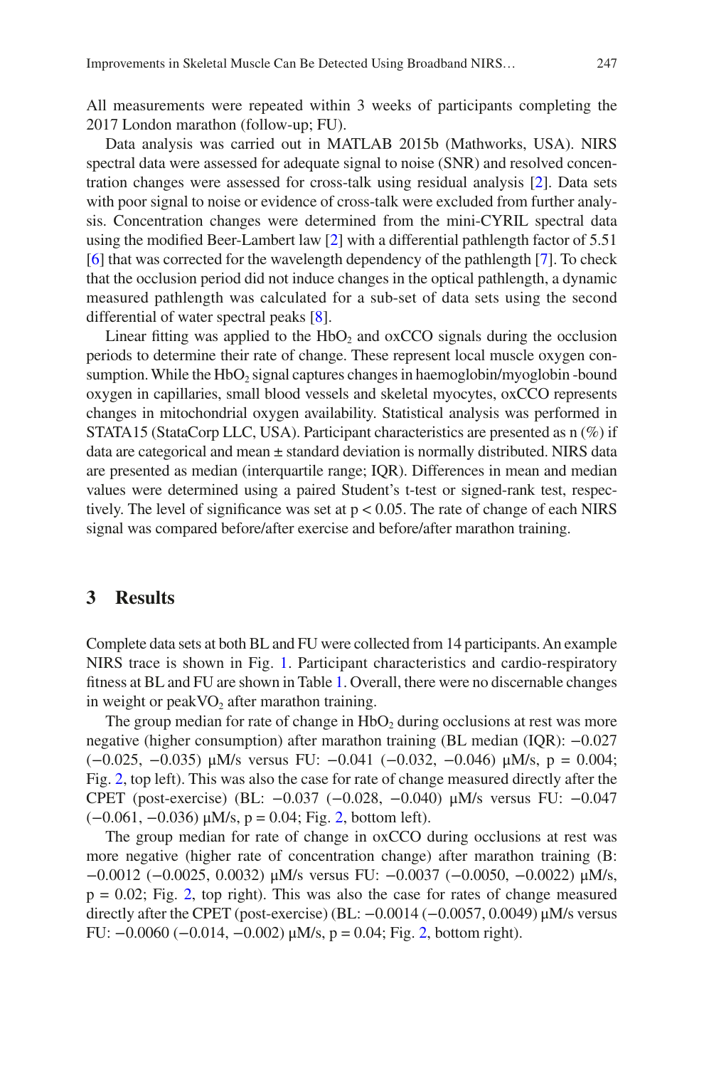All measurements were repeated within 3 weeks of participants completing the 2017 London marathon (follow-up; FU).

Data analysis was carried out in MATLAB 2015b (Mathworks, USA). NIRS spectral data were assessed for adequate signal to noise (SNR) and resolved concentration changes were assessed for cross-talk using residual analysis [2]. Data sets with poor signal to noise or evidence of cross-talk were excluded from further analysis. Concentration changes were determined from the mini-CYRIL spectral data using the modified Beer-Lambert law [2] with a differential pathlength factor of 5.51 [6] that was corrected for the wavelength dependency of the pathlength [7]. To check that the occlusion period did not induce changes in the optical pathlength, a dynamic measured pathlength was calculated for a sub-set of data sets using the second differential of water spectral peaks [8].

Linear fitting was applied to the $HbO_2$ and oxCCO signals during the occlusion periods to determine their rate of change. These represent local muscle oxygen consumption. While the $HbO_2$ signal captures changes in haemoglobin/myoglobin -bound oxygen in capillaries, small blood vessels and skeletal myocytes, oxCCO represents changes in mitochondrial oxygen availability. Statistical analysis was performed in STATA15 (StataCorp LLC, USA). Participant characteristics are presented as n (%) if data are categorical and mean ± standard deviation is normally distributed. NIRS data are presented as median (interquartile range; IQR). Differences in mean and median values were determined using a paired Student's t-test or signed-rank test, respectively. The level of significance was set at $p < 0.05$. The rate of change of each NIRS signal was compared before/after exercise and before/after marathon training.

## 3 Results

Complete data sets at both BL and FU were collected from 14 participants. An example NIRS trace is shown in Fig. 1. Participant characteristics and cardio-respiratory fitness at BL and FU are shown in Table 1. Overall, there were no discernable changes in weight or peak$VO_2$ after marathon training.

The group median for rate of change in $HbO_2$ during occlusions at rest was more negative (higher consumption) after marathon training (BL median (IQR): −0.027 (−0.025, −0.035) μM/s versus FU: −0.041 (−0.032, −0.046) μM/s, $p = 0.004$; Fig. 2, top left). This was also the case for rate of change measured directly after the CPET (post-exercise) (BL: −0.037 (−0.028, −0.040) μM/s versus FU: −0.047 (−0.061, −0.036) μM/s, $p = 0.04$; Fig. 2, bottom left).

The group median for rate of change in oxCCO during occlusions at rest was more negative (higher rate of concentration change) after marathon training (B: −0.0012 (−0.0025, 0.0032) μM/s versus FU: −0.0037 (−0.0050, −0.0022) μM/s, $p = 0.02$; Fig. 2, top right). This was also the case for rates of change measured directly after the CPET (post-exercise) (BL: −0.0014 (−0.0057, 0.0049) μM/s versus FU: −0.0060 (−0.014, −0.002) μM/s, $p = 0.04$; Fig. 2, bottom right).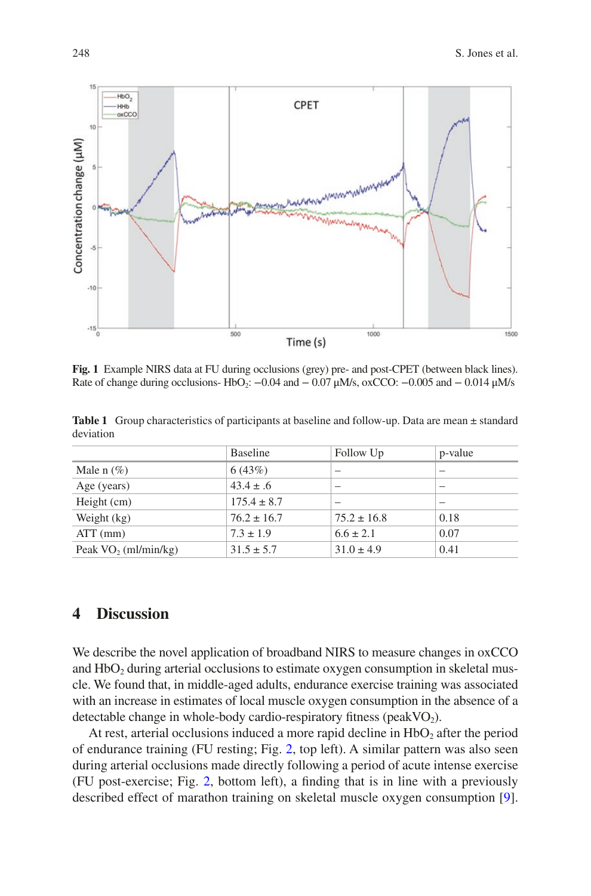Fig. 1 Example NIRS data at FU during occlusions (grey) pre- and post-CPET (between black lines). Rate of change during occlusions- $HbO_2$: −0.04 and − 0.07 μM/s, oxCCO: −0.005 and − 0.014 μM/s

**Table 1** Group characteristics of participants at baseline and follow-up. Data are mean ± standard deviation

| | Baseline | Follow Up | p-value |
|---|---|---|---|
| Male n (%) | 6 (43%) | – | – |
| Age (years) | 43.4 ± .6 | – | – |
| Height (cm) | 175.4 ± 8.7 | – | – |
| Weight (kg) | 76.2 ± 16.7 | 75.2 ± 16.8 | 0.18 |
| ATT (mm) | 7.3 ± 1.9 | 6.6 ± 2.1 | 0.07 |
| Peak $VO_2$ (ml/min/kg) | 31.5 ± 5.7 | 31.0 ± 4.9 | 0.41 |

## 4 Discussion

We describe the novel application of broadband NIRS to measure changes in oxCCO and $HbO_2$ during arterial occlusions to estimate oxygen consumption in skeletal muscle. We found that, in middle-aged adults, endurance exercise training was associated with an increase in estimates of local muscle oxygen consumption in the absence of a detectable change in whole-body cardio-respiratory fitness (peak$VO_2$).

At rest, arterial occlusions induced a more rapid decline in $HbO_2$ after the period of endurance training (FU resting; Fig. 2, top left). A similar pattern was also seen during arterial occlusions made directly following a period of acute intense exercise (FU post-exercise; Fig. 2, bottom left), a finding that is in line with a previously described effect of marathon training on skeletal muscle oxygen consumption [9].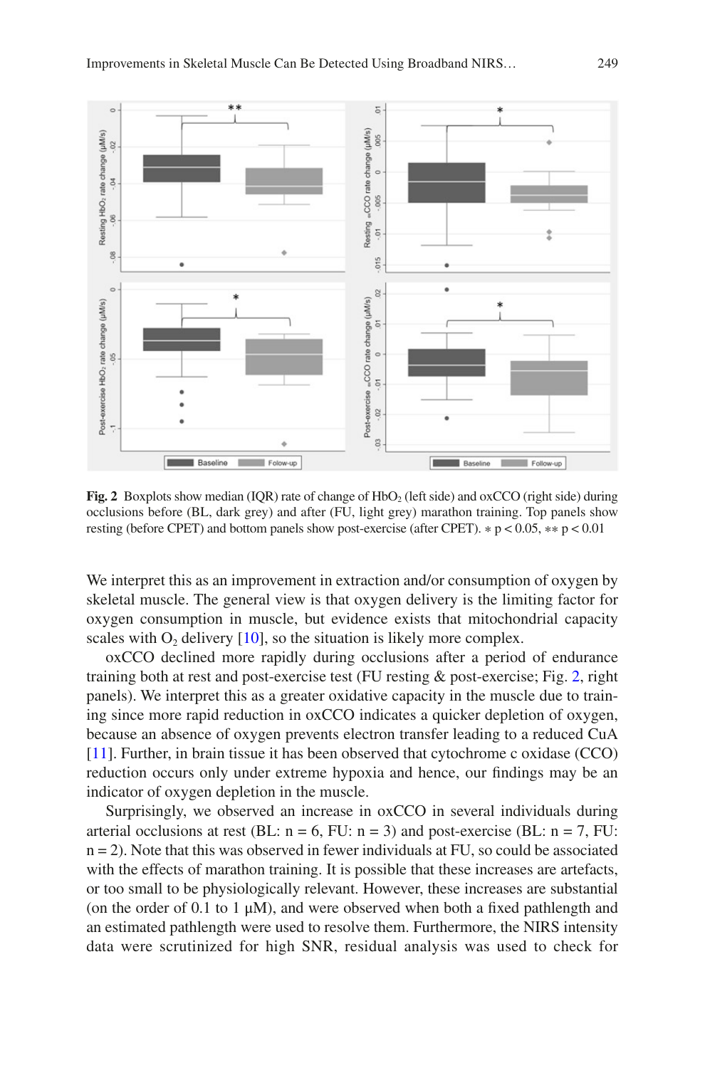**Fig. 2** Boxplots show median (IQR) rate of change of $HbO_2$ (left side) and oxCCO (right side) during occlusions before (BL, dark grey) and after (FU, light grey) marathon training. Top panels show resting (before CPET) and bottom panels show post-exercise (after CPET). ∗ $p < 0.05$, ∗∗ $p < 0.01$

We interpret this as an improvement in extraction and/or consumption of oxygen by skeletal muscle. The general view is that oxygen delivery is the limiting factor for oxygen consumption in muscle, but evidence exists that mitochondrial capacity scales with $O_2$ delivery [10], so the situation is likely more complex.

oxCCO declined more rapidly during occlusions after a period of endurance training both at rest and post-exercise test (FU resting & post-exercise; Fig. 2, right panels). We interpret this as a greater oxidative capacity in the muscle due to training since more rapid reduction in oxCCO indicates a quicker depletion of oxygen, because an absence of oxygen prevents electron transfer leading to a reduced CuA [11]. Further, in brain tissue it has been observed that cytochrome c oxidase (CCO) reduction occurs only under extreme hypoxia and hence, our findings may be an indicator of oxygen depletion in the muscle.

Surprisingly, we observed an increase in oxCCO in several individuals during arterial occlusions at rest (BL: n = 6, FU: n = 3) and post-exercise (BL: n = 7, FU: n = 2). Note that this was observed in fewer individuals at FU, so could be associated with the effects of marathon training. It is possible that these increases are artefacts, or too small to be physiologically relevant. However, these increases are substantial (on the order of 0.1 to 1 μM), and were observed when both a fixed pathlength and an estimated pathlength were used to resolve them. Furthermore, the NIRS intensity data were scrutinized for high SNR, residual analysis was used to check for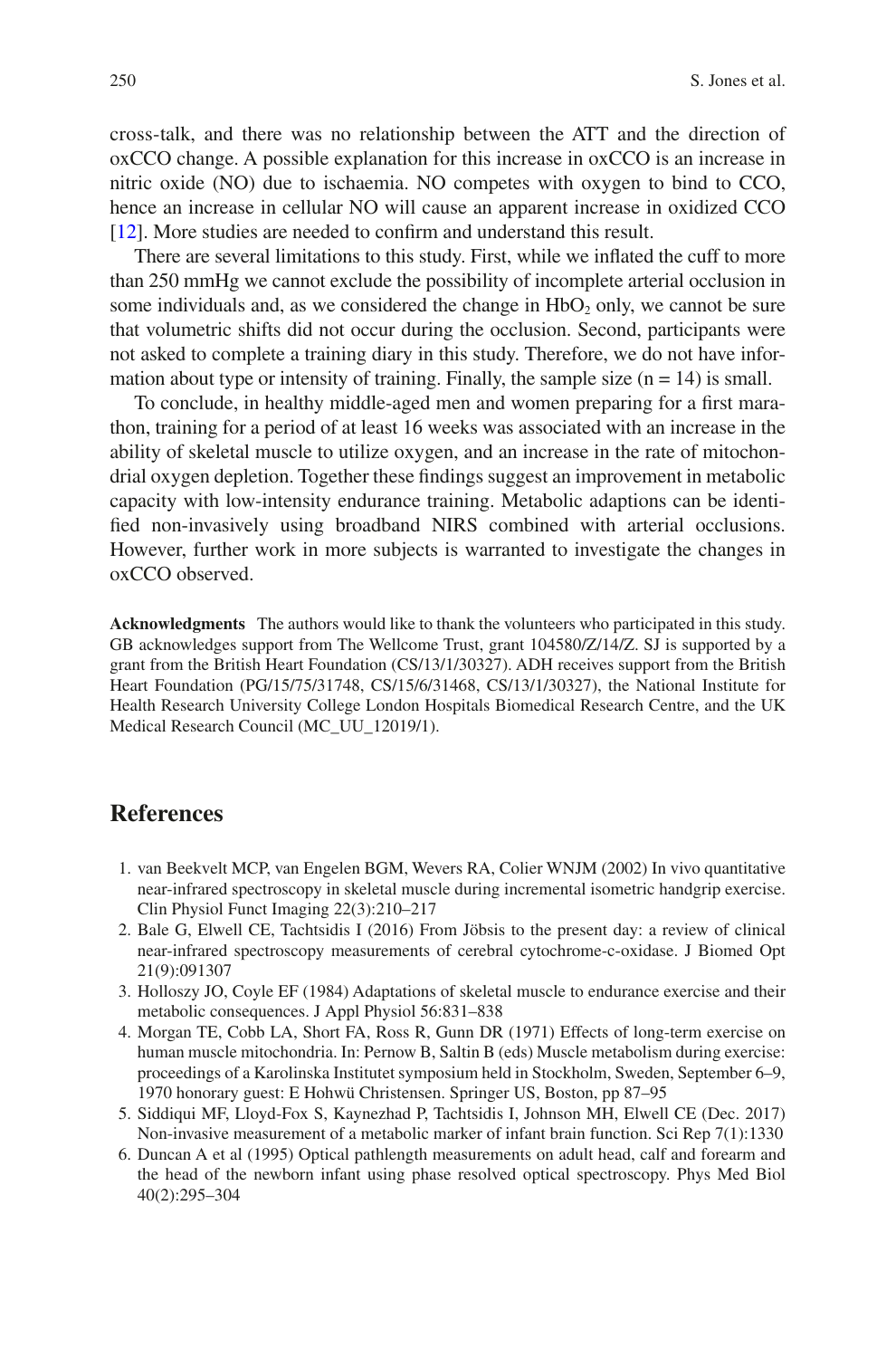cross-talk, and there was no relationship between the ATT and the direction of oxCCO change. A possible explanation for this increase in oxCCO is an increase in nitric oxide (NO) due to ischaemia. NO competes with oxygen to bind to CCO, hence an increase in cellular NO will cause an apparent increase in oxidized CCO [12]. More studies are needed to confirm and understand this result.

There are several limitations to this study. First, while we inflated the cuff to more than 250 mmHg we cannot exclude the possibility of incomplete arterial occlusion in some individuals and, as we considered the change in $HbO_2$ only, we cannot be sure that volumetric shifts did not occur during the occlusion. Second, participants were not asked to complete a training diary in this study. Therefore, we do not have information about type or intensity of training. Finally, the sample size ($n = 14$) is small.

To conclude, in healthy middle-aged men and women preparing for a first marathon, training for a period of at least 16 weeks was associated with an increase in the ability of skeletal muscle to utilize oxygen, and an increase in the rate of mitochondrial oxygen depletion. Together these findings suggest an improvement in metabolic capacity with low-intensity endurance training. Metabolic adaptions can be identified non-invasively using broadband NIRS combined with arterial occlusions. However, further work in more subjects is warranted to investigate the changes in oxCCO observed.

**Acknowledgments** The authors would like to thank the volunteers who participated in this study. GB acknowledges support from The Wellcome Trust, grant 104580/Z/14/Z. SJ is supported by a grant from the British Heart Foundation (CS/13/1/30327). ADH receives support from the British Heart Foundation (PG/15/75/31748, CS/15/6/31468, CS/13/1/30327), the National Institute for Health Research University College London Hospitals Biomedical Research Centre, and the UK Medical Research Council (MC_UU_12019/1).

## References

1. van Beekvelt MCP, van Engelen BGM, Wevers RA, Colier WNJM (2002) In vivo quantitative near-infrared spectroscopy in skeletal muscle during incremental isometric handgrip exercise. Clin Physiol Funct Imaging 22(3):210–217
2. Bale G, Elwell CE, Tachtsidis I (2016) From Jöbsis to the present day: a review of clinical near-infrared spectroscopy measurements of cerebral cytochrome-c-oxidase. J Biomed Opt 21(9):091307
3. Holloszy JO, Coyle EF (1984) Adaptations of skeletal muscle to endurance exercise and their metabolic consequences. J Appl Physiol 56:831–838
4. Morgan TE, Cobb LA, Short FA, Ross R, Gunn DR (1971) Effects of long-term exercise on human muscle mitochondria. In: Pernow B, Saltin B (eds) Muscle metabolism during exercise: proceedings of a Karolinska Institutet symposium held in Stockholm, Sweden, September 6–9, 1970 honorary guest: E Hohwü Christensen. Springer US, Boston, pp 87–95
5. Siddiqui MF, Lloyd-Fox S, Kaynezhad P, Tachtsidis I, Johnson MH, Elwell CE (Dec. 2017) Non-invasive measurement of a metabolic marker of infant brain function. Sci Rep 7(1):1330
6. Duncan A et al (1995) Optical pathlength measurements on adult head, calf and forearm and the head of the newborn infant using phase resolved optical spectroscopy. Phys Med Biol 40(2):295–304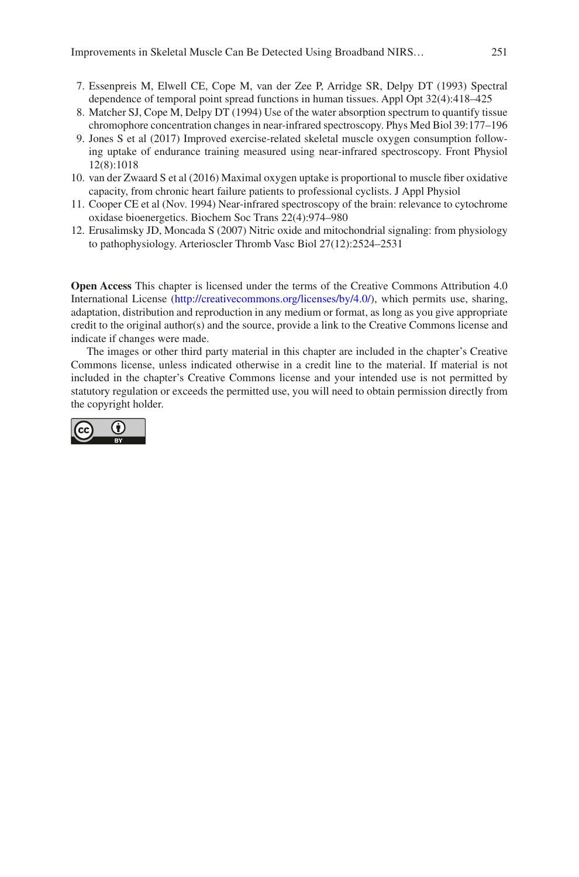7. Essenpreis M, Elwell CE, Cope M, van der Zee P, Arridge SR, Delpy DT (1993) Spectral dependence of temporal point spread functions in human tissues. Appl Opt 32(4):418–425
8. Matcher SJ, Cope M, Delpy DT (1994) Use of the water absorption spectrum to quantify tissue chromophore concentration changes in near-infrared spectroscopy. Phys Med Biol 39:177–196
9. Jones S et al (2017) Improved exercise-related skeletal muscle oxygen consumption following uptake of endurance training measured using near-infrared spectroscopy. Front Physiol 12(8):1018
10. van der Zwaard S et al (2016) Maximal oxygen uptake is proportional to muscle fiber oxidative capacity, from chronic heart failure patients to professional cyclists. J Appl Physiol
11. Cooper CE et al (Nov. 1994) Near-infrared spectroscopy of the brain: relevance to cytochrome oxidase bioenergetics. Biochem Soc Trans 22(4):974–980
12. Erusalimsky JD, Moncada S (2007) Nitric oxide and mitochondrial signaling: from physiology to pathophysiology. Arterioscler Thromb Vasc Biol 27(12):2524–2531

**Open Access** This chapter is licensed under the terms of the Creative Commons Attribution 4.0 International License (http://creativecommons.org/licenses/by/4.0/), which permits use, sharing, adaptation, distribution and reproduction in any medium or format, as long as you give appropriate credit to the original author(s) and the source, provide a link to the Creative Commons license and indicate if changes were made.

The images or other third party material in this chapter are included in the chapter's Creative Commons license, unless indicated otherwise in a credit line to the material. If material is not included in the chapter's Creative Commons license and your intended use is not permitted by statutory regulation or exceeds the permitted use, you will need to obtain permission directly from the copyright holder.